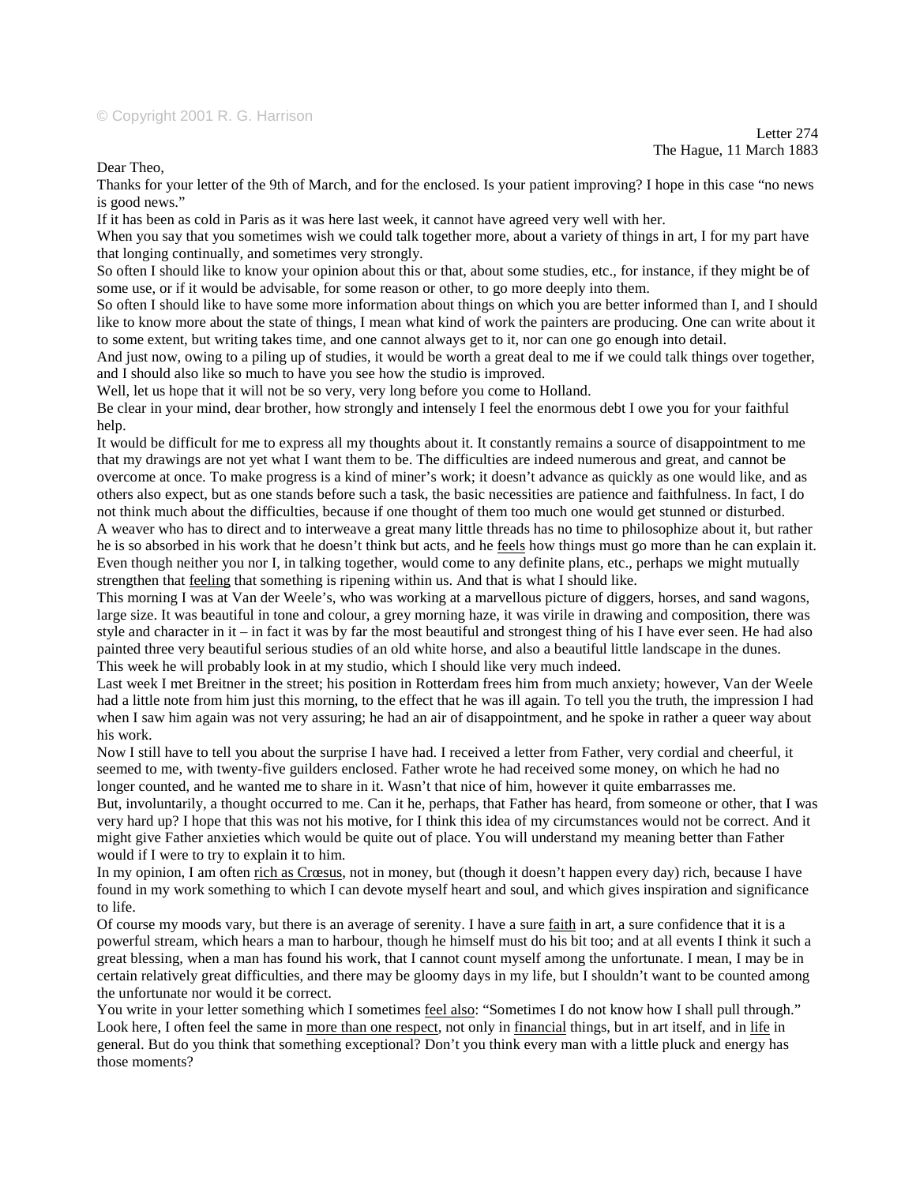© Copyright 2001 R. G. Harrison

Letter 274
The Hague, 11 March 1883

Dear Theo,

Thanks for your letter of the 9th of March, and for the enclosed. Is your patient improving? I hope in this case "no news is good news."

If it has been as cold in Paris as it was here last week, it cannot have agreed very well with her.

When you say that you sometimes wish we could talk together more, about a variety of things in art, I for my part have that longing continually, and sometimes very strongly.

So often I should like to know your opinion about this or that, about some studies, etc., for instance, if they might be of some use, or if it would be advisable, for some reason or other, to go more deeply into them.

So often I should like to have some more information about things on which you are better informed than I, and I should like to know more about the state of things, I mean what kind of work the painters are producing. One can write about it to some extent, but writing takes time, and one cannot always get to it, nor can one go enough into detail.

And just now, owing to a piling up of studies, it would be worth a great deal to me if we could talk things over together, and I should also like so much to have you see how the studio is improved.

Well, let us hope that it will not be so very, very long before you come to Holland.

Be clear in your mind, dear brother, how strongly and intensely I feel the enormous debt I owe you for your faithful help.

It would be difficult for me to express all my thoughts about it. It constantly remains a source of disappointment to me that my drawings are not yet what I want them to be. The difficulties are indeed numerous and great, and cannot be overcome at once. To make progress is a kind of miner's work; it doesn't advance as quickly as one would like, and as others also expect, but as one stands before such a task, the basic necessities are patience and faithfulness. In fact, I do not think much about the difficulties, because if one thought of them too much one would get stunned or disturbed.

A weaver who has to direct and to interweave a great many little threads has no time to philosophize about it, but rather he is so absorbed in his work that he doesn't think but acts, and he <u>feels</u> how things must go more than he can explain it. Even though neither you nor I, in talking together, would come to any definite plans, etc., perhaps we might mutually strengthen that <u>feeling</u> that something is ripening within us. And that is what I should like.

This morning I was at Van der Weele's, who was working at a marvellous picture of diggers, horses, and sand wagons, large size. It was beautiful in tone and colour, a grey morning haze, it was virile in drawing and composition, there was style and character in it – in fact it was by far the most beautiful and strongest thing of his I have ever seen. He had also painted three very beautiful serious studies of an old white horse, and also a beautiful little landscape in the dunes. This week he will probably look in at my studio, which I should like very much indeed.

Last week I met Breitner in the street; his position in Rotterdam frees him from much anxiety; however, Van der Weele had a little note from him just this morning, to the effect that he was ill again. To tell you the truth, the impression I had when I saw him again was not very assuring; he had an air of disappointment, and he spoke in rather a queer way about his work.

Now I still have to tell you about the surprise I have had. I received a letter from Father, very cordial and cheerful, it seemed to me, with twenty-five guilders enclosed. Father wrote he had received some money, on which he had no longer counted, and he wanted me to share in it. Wasn't that nice of him, however it quite embarrasses me.

But, involuntarily, a thought occurred to me. Can it be, perhaps, that Father has heard, from someone or other, that I was very hard up? I hope that this was not his motive, for I think this idea of my circumstances would not be correct. And it might give Father anxieties which would be quite out of place. You will understand my meaning better than Father would if I were to try to explain it to him.

In my opinion, I am often <u>rich as Crœsus</u>, not in money, but (though it doesn't happen every day) rich, because I have found in my work something to which I can devote myself heart and soul, and which gives inspiration and significance to life.

Of course my moods vary, but there is an average of serenity. I have a sure <u>faith</u> in art, a sure confidence that it is a powerful stream, which hears a man to harbour, though he himself must do his bit too; and at all events I think it such a great blessing, when a man has found his work, that I cannot count myself among the unfortunate. I mean, I may be in certain relatively great difficulties, and there may be gloomy days in my life, but I shouldn't want to be counted among the unfortunate nor would it be correct.

You write in your letter something which I sometimes <u>feel also</u>: "Sometimes I do not know how I shall pull through." Look here, I often feel the same in <u>more than one respect</u>, not only in <u>financial</u> things, but in art itself, and in <u>life</u> in general. But do you think that something exceptional? Don't you think every man with a little pluck and energy has those moments?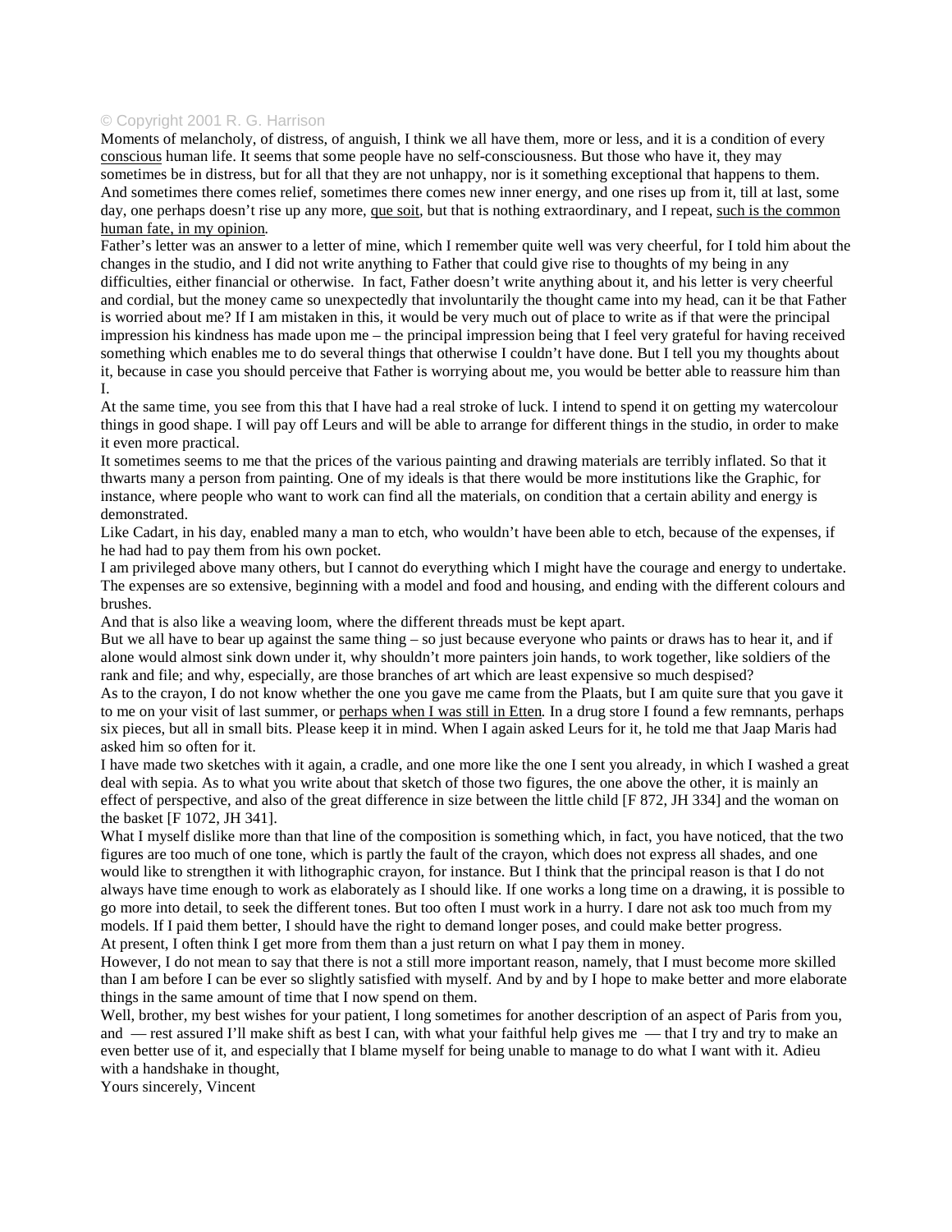© Copyright 2001 R. G. Harrison

Moments of melancholy, of distress, of anguish, I think we all have them, more or less, and it is a condition of every conscious human life. It seems that some people have no self-consciousness. But those who have it, they may sometimes be in distress, but for all that they are not unhappy, nor is it something exceptional that happens to them. And sometimes there comes relief, sometimes there comes new inner energy, and one rises up from it, till at last, some day, one perhaps doesn't rise up any more, que soit, but that is nothing extraordinary, and I repeat, such is the common human fate, in my opinion.

Father's letter was an answer to a letter of mine, which I remember quite well was very cheerful, for I told him about the changes in the studio, and I did not write anything to Father that could give rise to thoughts of my being in any difficulties, either financial or otherwise. In fact, Father doesn't write anything about it, and his letter is very cheerful and cordial, but the money came so unexpectedly that involuntarily the thought came into my head, can it be that Father is worried about me? If I am mistaken in this, it would be very much out of place to write as if that were the principal impression his kindness has made upon me – the principal impression being that I feel very grateful for having received something which enables me to do several things that otherwise I couldn't have done. But I tell you my thoughts about it, because in case you should perceive that Father is worrying about me, you would be better able to reassure him than I.

At the same time, you see from this that I have had a real stroke of luck. I intend to spend it on getting my watercolour things in good shape. I will pay off Leurs and will be able to arrange for different things in the studio, in order to make it even more practical.

It sometimes seems to me that the prices of the various painting and drawing materials are terribly inflated. So that it thwarts many a person from painting. One of my ideals is that there would be more institutions like the Graphic, for instance, where people who want to work can find all the materials, on condition that a certain ability and energy is demonstrated.

Like Cadart, in his day, enabled many a man to etch, who wouldn't have been able to etch, because of the expenses, if he had had to pay them from his own pocket.

I am privileged above many others, but I cannot do everything which I might have the courage and energy to undertake. The expenses are so extensive, beginning with a model and food and housing, and ending with the different colours and brushes.

And that is also like a weaving loom, where the different threads must be kept apart.

But we all have to bear up against the same thing – so just because everyone who paints or draws has to hear it, and if alone would almost sink down under it, why shouldn't more painters join hands, to work together, like soldiers of the rank and file; and why, especially, are those branches of art which are least expensive so much despised?

As to the crayon, I do not know whether the one you gave me came from the Plaats, but I am quite sure that you gave it to me on your visit of last summer, or perhaps when I was still in Etten. In a drug store I found a few remnants, perhaps six pieces, but all in small bits. Please keep it in mind. When I again asked Leurs for it, he told me that Jaap Maris had asked him so often for it.

I have made two sketches with it again, a cradle, and one more like the one I sent you already, in which I washed a great deal with sepia. As to what you write about that sketch of those two figures, the one above the other, it is mainly an effect of perspective, and also of the great difference in size between the little child [F 872, JH 334] and the woman on the basket [F 1072, JH 341].

What I myself dislike more than that line of the composition is something which, in fact, you have noticed, that the two figures are too much of one tone, which is partly the fault of the crayon, which does not express all shades, and one would like to strengthen it with lithographic crayon, for instance. But I think that the principal reason is that I do not always have time enough to work as elaborately as I should like. If one works a long time on a drawing, it is possible to go more into detail, to seek the different tones. But too often I must work in a hurry. I dare not ask too much from my models. If I paid them better, I should have the right to demand longer poses, and could make better progress.

At present, I often think I get more from them than a just return on what I pay them in money.

However, I do not mean to say that there is not a still more important reason, namely, that I must become more skilled than I am before I can be ever so slightly satisfied with myself. And by and by I hope to make better and more elaborate things in the same amount of time that I now spend on them.

Well, brother, my best wishes for your patient, I long sometimes for another description of an aspect of Paris from you, and — rest assured I'll make shift as best I can, with what your faithful help gives me — that I try and try to make an even better use of it, and especially that I blame myself for being unable to manage to do what I want with it. Adieu with a handshake in thought,

Yours sincerely, Vincent